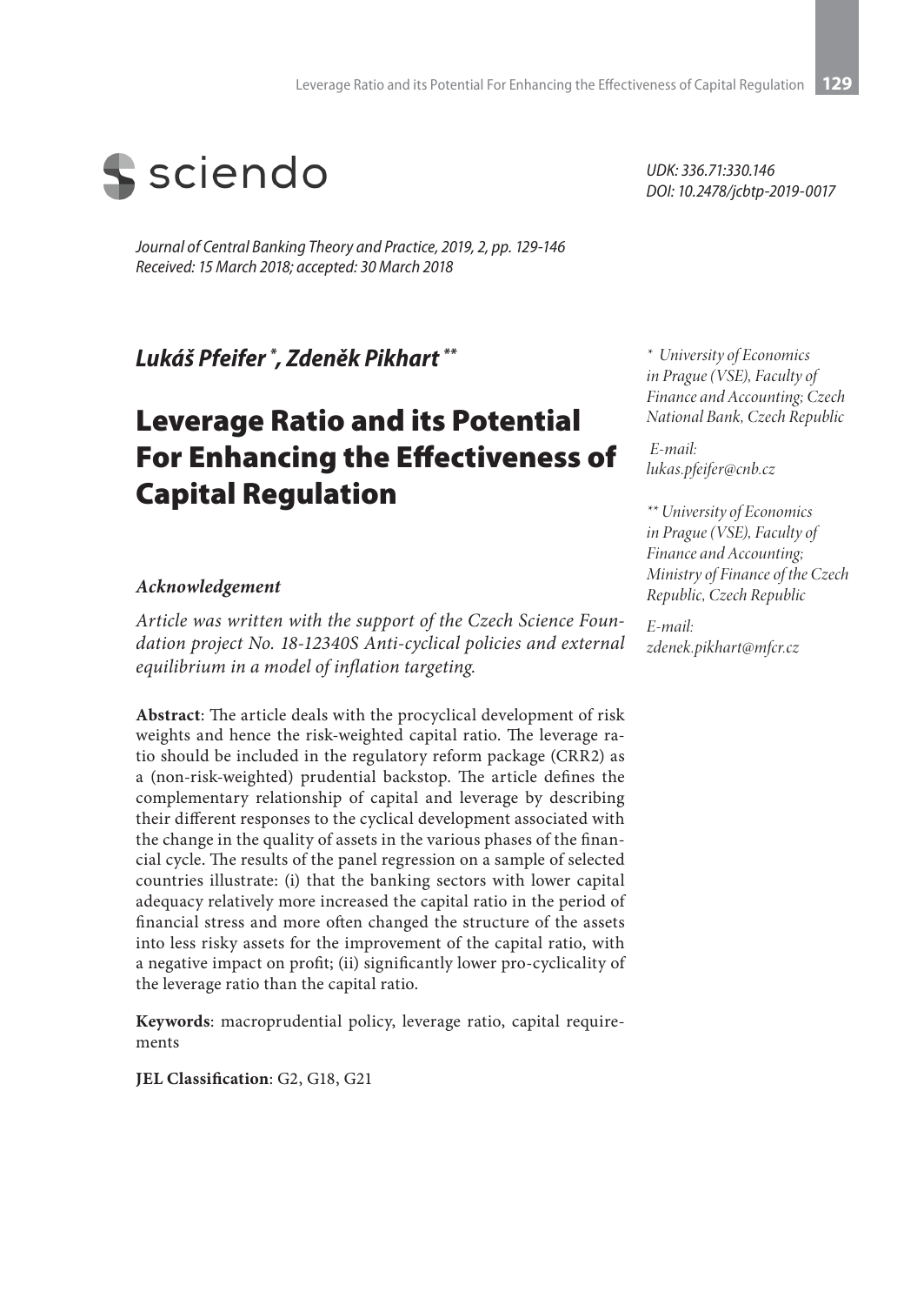sciendo

UDK: 336.71:330.146
DOI: 10.2478/jcbtp-2019-0017

*Journal of Central Banking Theory and Practice, 2019, 2, pp. 129-146*
*Received: 15 March 2018; accepted: 30 March 2018*

***Lukáš Pfeifer* [\*], *Zdeněk Pikhart* [\*\*]**

# Leverage Ratio and its Potential For Enhancing the Effectiveness of Capital Regulation

*\* University of Economics in Prague (VSE), Faculty of Finance and Accounting; Czech National Bank, Czech Republic*

*E-mail: lukas.pfeifer@cnb.cz*

*\*\* University of Economics in Prague (VSE), Faculty of Finance and Accounting; Ministry of Finance of the Czech Republic, Czech Republic*

*E-mail: zdenek.pikhart@mfcr.cz*

### *Acknowledgement*

*Article was written with the support of the Czech Science Foundation project No. 18-12340S Anti-cyclical policies and external equilibrium in a model of inflation targeting.*

**Abstract**: The article deals with the procyclical development of risk weights and hence the risk-weighted capital ratio. The leverage ratio should be included in the regulatory reform package (CRR2) as a (non-risk-weighted) prudential backstop. The article defines the complementary relationship of capital and leverage by describing their different responses to the cyclical development associated with the change in the quality of assets in the various phases of the financial cycle. The results of the panel regression on a sample of selected countries illustrate: (i) that the banking sectors with lower capital adequacy relatively more increased the capital ratio in the period of financial stress and more often changed the structure of the assets into less risky assets for the improvement of the capital ratio, with a negative impact on profit; (ii) significantly lower pro-cyclicality of the leverage ratio than the capital ratio.

**Keywords**: macroprudential policy, leverage ratio, capital requirements

**JEL Classification**: G2, G18, G21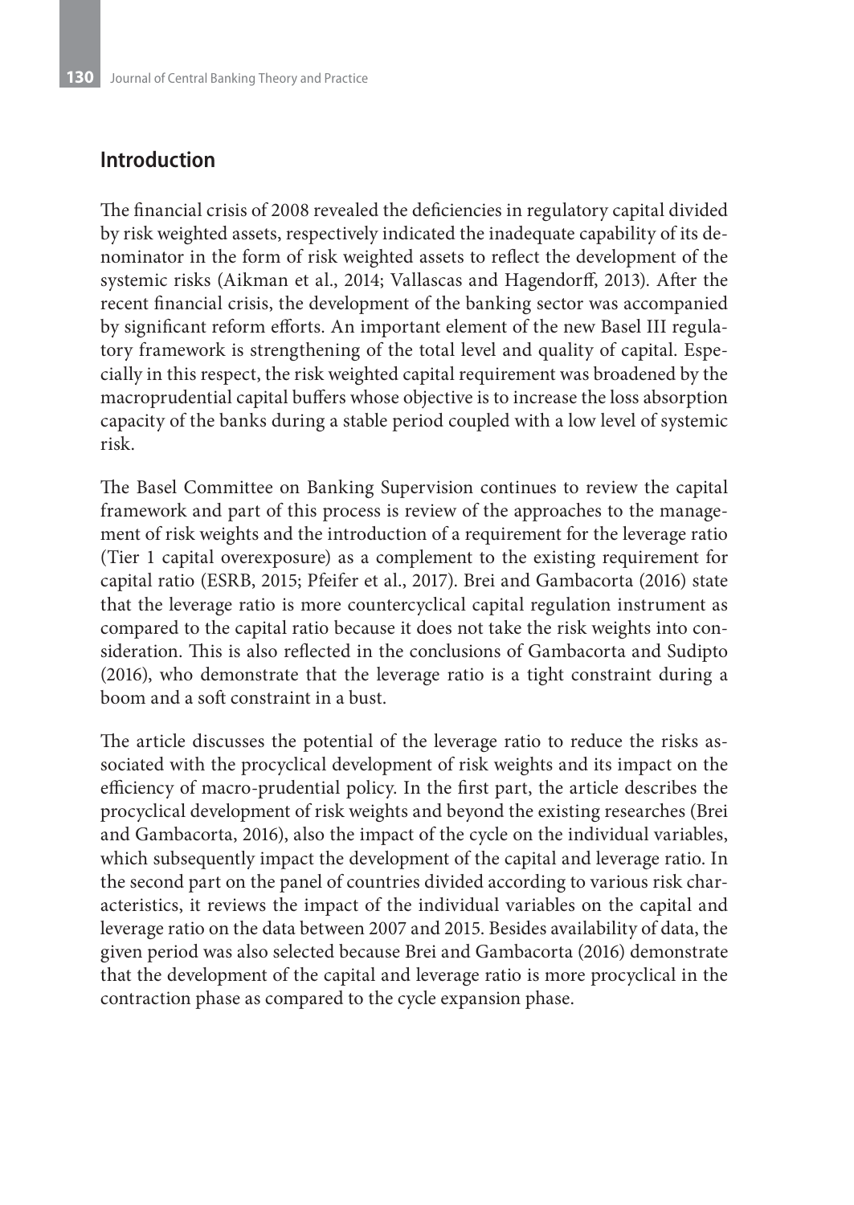## Introduction

The financial crisis of 2008 revealed the deficiencies in regulatory capital divided by risk weighted assets, respectively indicated the inadequate capability of its denominator in the form of risk weighted assets to reflect the development of the systemic risks (Aikman et al., 2014; Vallascas and Hagendorff, 2013). After the recent financial crisis, the development of the banking sector was accompanied by significant reform efforts. An important element of the new Basel III regulatory framework is strengthening of the total level and quality of capital. Especially in this respect, the risk weighted capital requirement was broadened by the macroprudential capital buffers whose objective is to increase the loss absorption capacity of the banks during a stable period coupled with a low level of systemic risk.

The Basel Committee on Banking Supervision continues to review the capital framework and part of this process is review of the approaches to the management of risk weights and the introduction of a requirement for the leverage ratio (Tier 1 capital overexposure) as a complement to the existing requirement for capital ratio (ESRB, 2015; Pfeifer et al., 2017). Brei and Gambacorta (2016) state that the leverage ratio is more countercyclical capital regulation instrument as compared to the capital ratio because it does not take the risk weights into consideration. This is also reflected in the conclusions of Gambacorta and Sudipto (2016), who demonstrate that the leverage ratio is a tight constraint during a boom and a soft constraint in a bust.

The article discusses the potential of the leverage ratio to reduce the risks associated with the procyclical development of risk weights and its impact on the efficiency of macro-prudential policy. In the first part, the article describes the procyclical development of risk weights and beyond the existing researches (Brei and Gambacorta, 2016), also the impact of the cycle on the individual variables, which subsequently impact the development of the capital and leverage ratio. In the second part on the panel of countries divided according to various risk characteristics, it reviews the impact of the individual variables on the capital and leverage ratio on the data between 2007 and 2015. Besides availability of data, the given period was also selected because Brei and Gambacorta (2016) demonstrate that the development of the capital and leverage ratio is more procyclical in the contraction phase as compared to the cycle expansion phase.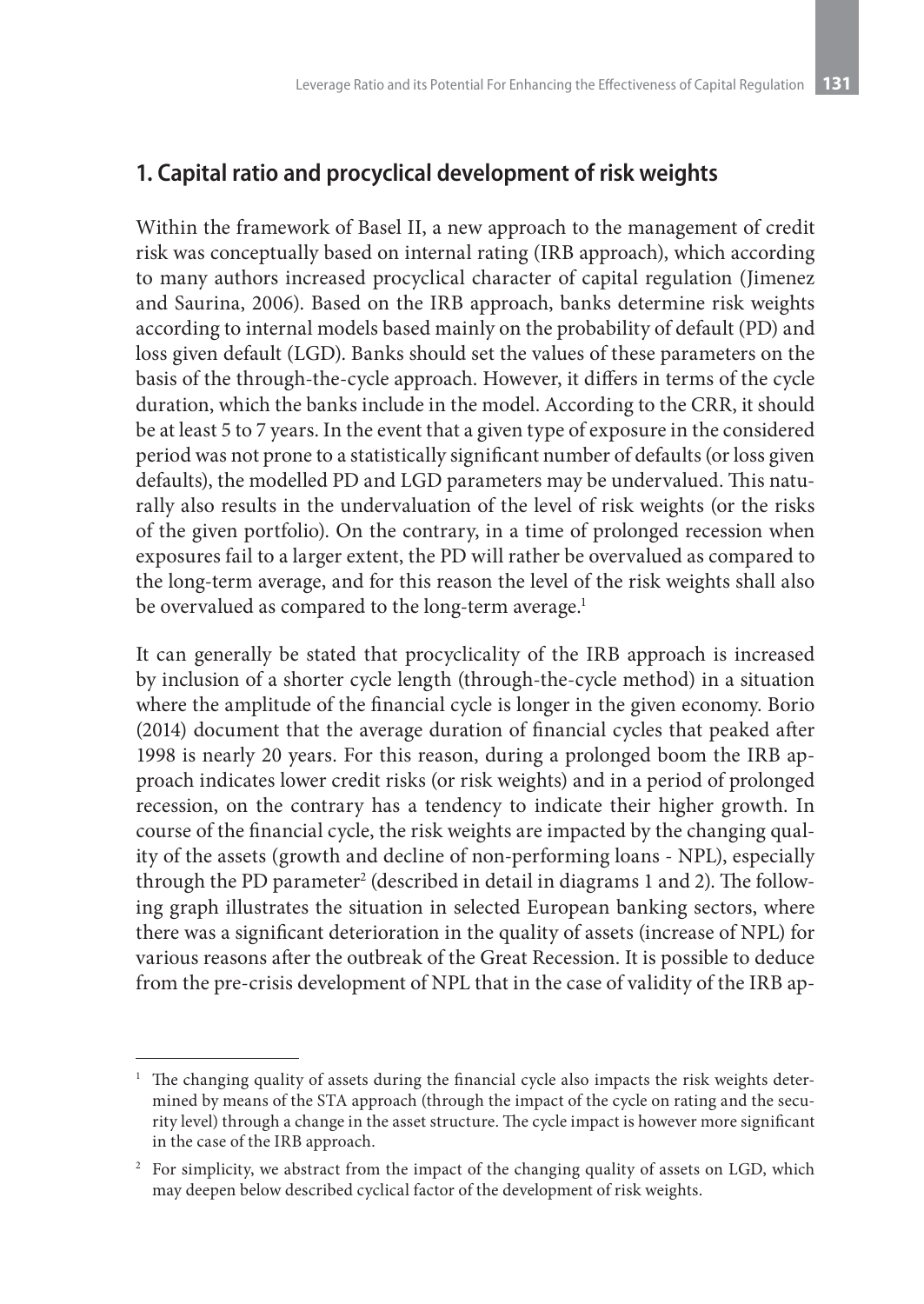## 1. Capital ratio and procyclical development of risk weights

Within the framework of Basel II, a new approach to the management of credit risk was conceptually based on internal rating (IRB approach), which according to many authors increased procyclical character of capital regulation (Jimenez and Saurina, 2006). Based on the IRB approach, banks determine risk weights according to internal models based mainly on the probability of default (PD) and loss given default (LGD). Banks should set the values of these parameters on the basis of the through-the-cycle approach. However, it differs in terms of the cycle duration, which the banks include in the model. According to the CRR, it should be at least 5 to 7 years. In the event that a given type of exposure in the considered period was not prone to a statistically significant number of defaults (or loss given defaults), the modelled PD and LGD parameters may be undervalued. This naturally also results in the undervaluation of the level of risk weights (or the risks of the given portfolio). On the contrary, in a time of prolonged recession when exposures fail to a larger extent, the PD will rather be overvalued as compared to the long-term average, and for this reason the level of the risk weights shall also be overvalued as compared to the long-term average.[1]

It can generally be stated that procyclicality of the IRB approach is increased by inclusion of a shorter cycle length (through-the-cycle method) in a situation where the amplitude of the financial cycle is longer in the given economy. Borio (2014) document that the average duration of financial cycles that peaked after 1998 is nearly 20 years. For this reason, during a prolonged boom the IRB approach indicates lower credit risks (or risk weights) and in a period of prolonged recession, on the contrary has a tendency to indicate their higher growth. In course of the financial cycle, the risk weights are impacted by the changing quality of the assets (growth and decline of non-performing loans - NPL), especially through the PD parameter[2] (described in detail in diagrams 1 and 2). The following graph illustrates the situation in selected European banking sectors, where there was a significant deterioration in the quality of assets (increase of NPL) for various reasons after the outbreak of the Great Recession. It is possible to deduce from the pre-crisis development of NPL that in the case of validity of the IRB ap-

---

[1] The changing quality of assets during the financial cycle also impacts the risk weights determined by means of the STA approach (through the impact of the cycle on rating and the security level) through a change in the asset structure. The cycle impact is however more significant in the case of the IRB approach.

[2] For simplicity, we abstract from the impact of the changing quality of assets on LGD, which may deepen below described cyclical factor of the development of risk weights.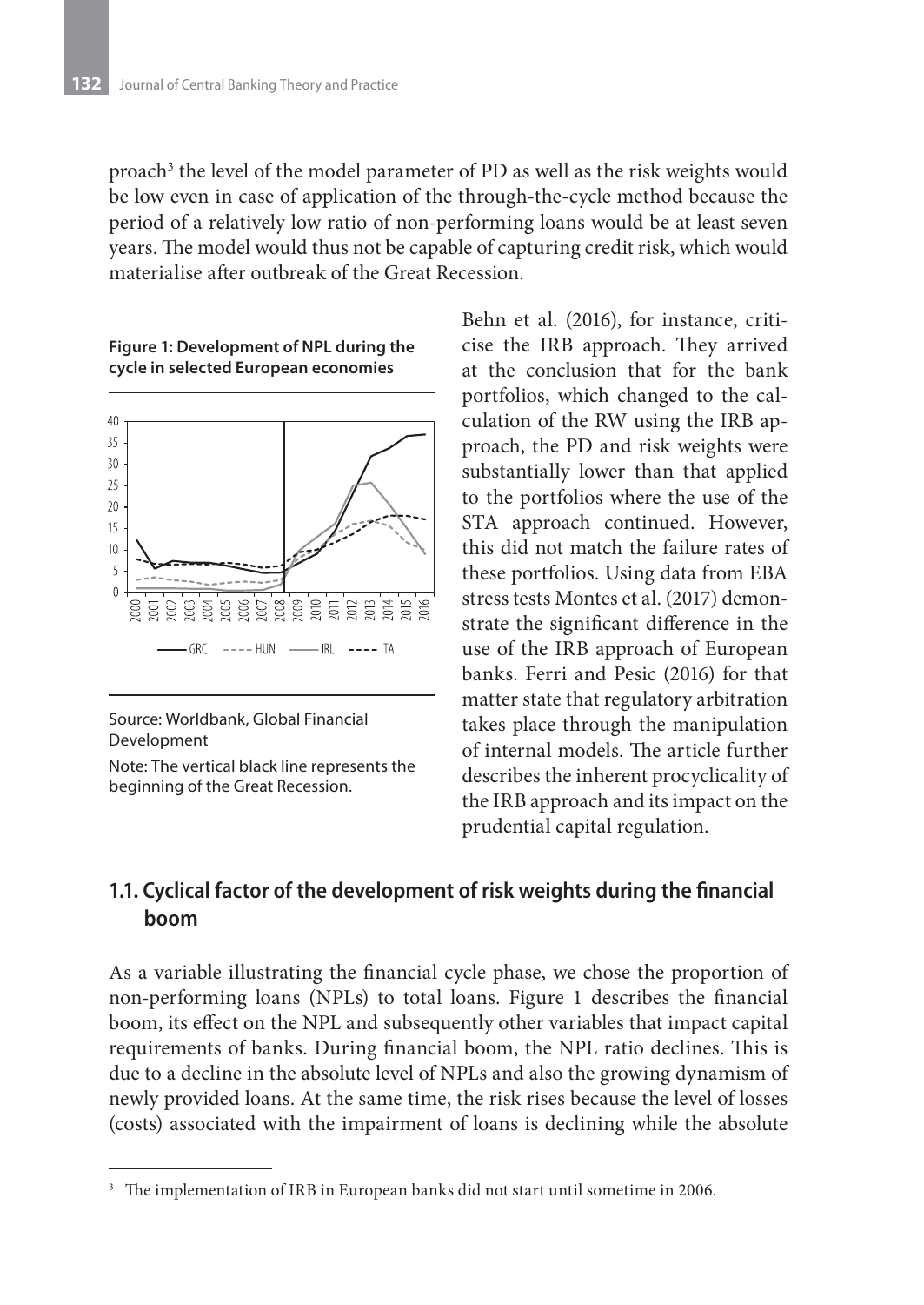proach[3] the level of the model parameter of PD as well as the risk weights would be low even in case of application of the through-the-cycle method because the period of a relatively low ratio of non-performing loans would be at least seven years. The model would thus not be capable of capturing credit risk, which would materialise after outbreak of the Great Recession.

**Figure 1: Development of NPL during the cycle in selected European economies**

40
35
30
25
20
15
10
5
0

2000 2001 2002 2003 2004 2005 2006 2007 2008 2009 2010 2011 2012 2013 2014 2015 2016

GRC HUN IRL ITA

Source: Worldbank, Global Financial Development

Note: The vertical black line represents the beginning of the Great Recession.

Behn et al. (2016), for instance, criticise the IRB approach. They arrived at the conclusion that for the bank portfolios, which changed to the calculation of the RW using the IRB approach, the PD and risk weights were substantially lower than that applied to the portfolios where the use of the STA approach continued. However, this did not match the failure rates of these portfolios. Using data from EBA stress tests Montes et al. (2017) demonstrate the significant difference in the use of the IRB approach of European banks. Ferri and Pesic (2016) for that matter state that regulatory arbitration takes place through the manipulation of internal models. The article further describes the inherent procyclicality of the IRB approach and its impact on the prudential capital regulation.

## 1.1. Cyclical factor of the development of risk weights during the financial boom

As a variable illustrating the financial cycle phase, we chose the proportion of non-performing loans (NPLs) to total loans. Figure 1 describes the financial boom, its effect on the NPL and subsequently other variables that impact capital requirements of banks. During financial boom, the NPL ratio declines. This is due to a decline in the absolute level of NPLs and also the growing dynamism of newly provided loans. At the same time, the risk rises because the level of losses (costs) associated with the impairment of loans is declining while the absolute

[3] The implementation of IRB in European banks did not start until sometime in 2006.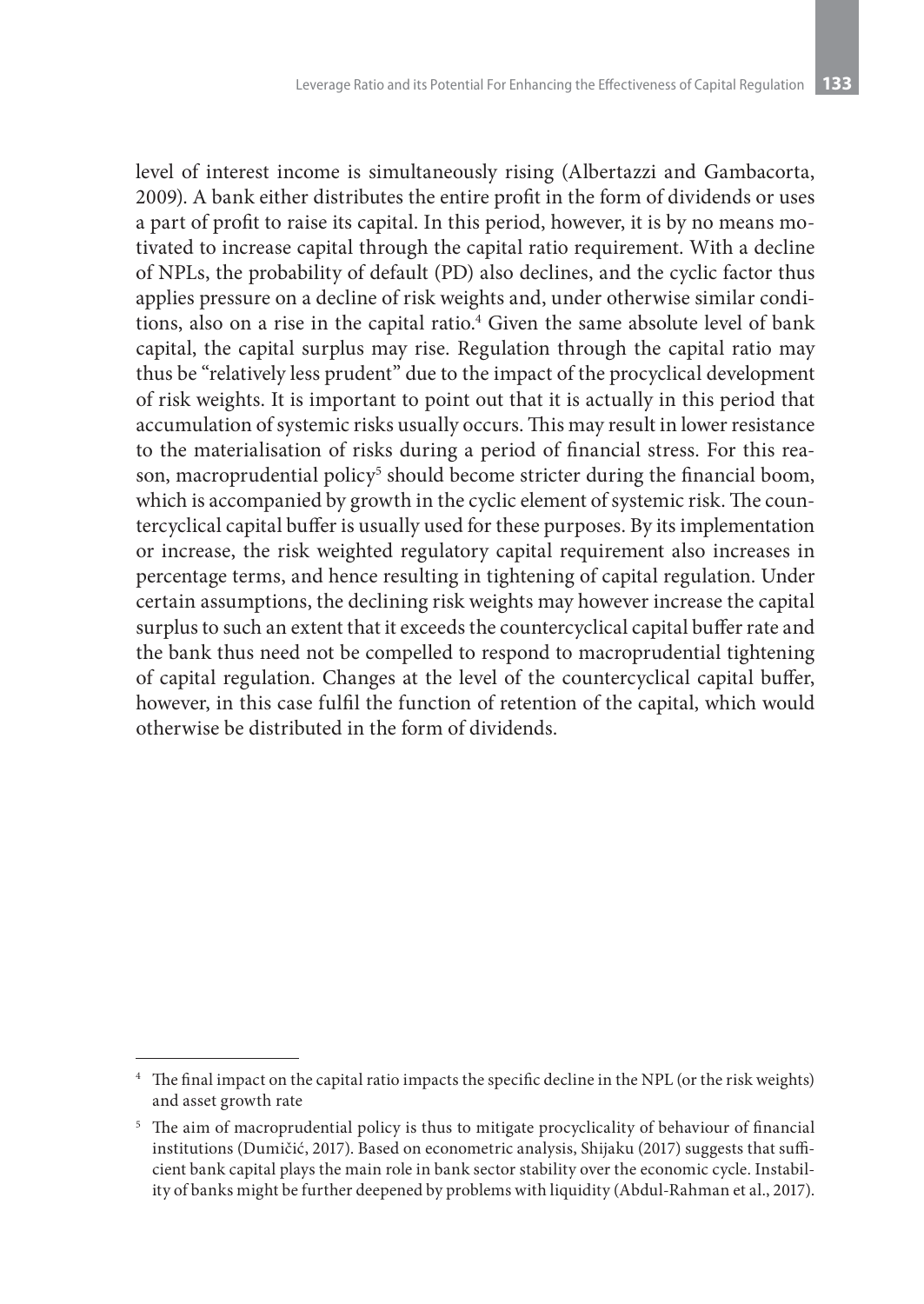level of interest income is simultaneously rising (Albertazzi and Gambacorta, 2009). A bank either distributes the entire profit in the form of dividends or uses a part of profit to raise its capital. In this period, however, it is by no means motivated to increase capital through the capital ratio requirement. With a decline of NPLs, the probability of default (PD) also declines, and the cyclic factor thus applies pressure on a decline of risk weights and, under otherwise similar conditions, also on a rise in the capital ratio.[4] Given the same absolute level of bank capital, the capital surplus may rise. Regulation through the capital ratio may thus be "relatively less prudent" due to the impact of the procyclical development of risk weights. It is important to point out that it is actually in this period that accumulation of systemic risks usually occurs. This may result in lower resistance to the materialisation of risks during a period of financial stress. For this reason, macroprudential policy[5] should become stricter during the financial boom, which is accompanied by growth in the cyclic element of systemic risk. The countercyclical capital buffer is usually used for these purposes. By its implementation or increase, the risk weighted regulatory capital requirement also increases in percentage terms, and hence resulting in tightening of capital regulation. Under certain assumptions, the declining risk weights may however increase the capital surplus to such an extent that it exceeds the countercyclical capital buffer rate and the bank thus need not be compelled to respond to macroprudential tightening of capital regulation. Changes at the level of the countercyclical capital buffer, however, in this case fulfil the function of retention of the capital, which would otherwise be distributed in the form of dividends.

---

[4] The final impact on the capital ratio impacts the specific decline in the NPL (or the risk weights) and asset growth rate

[5] The aim of macroprudential policy is thus to mitigate procyclicality of behaviour of financial institutions (Dumičić, 2017). Based on econometric analysis, Shijaku (2017) suggests that sufficient bank capital plays the main role in bank sector stability over the economic cycle. Instability of banks might be further deepened by problems with liquidity (Abdul-Rahman et al., 2017).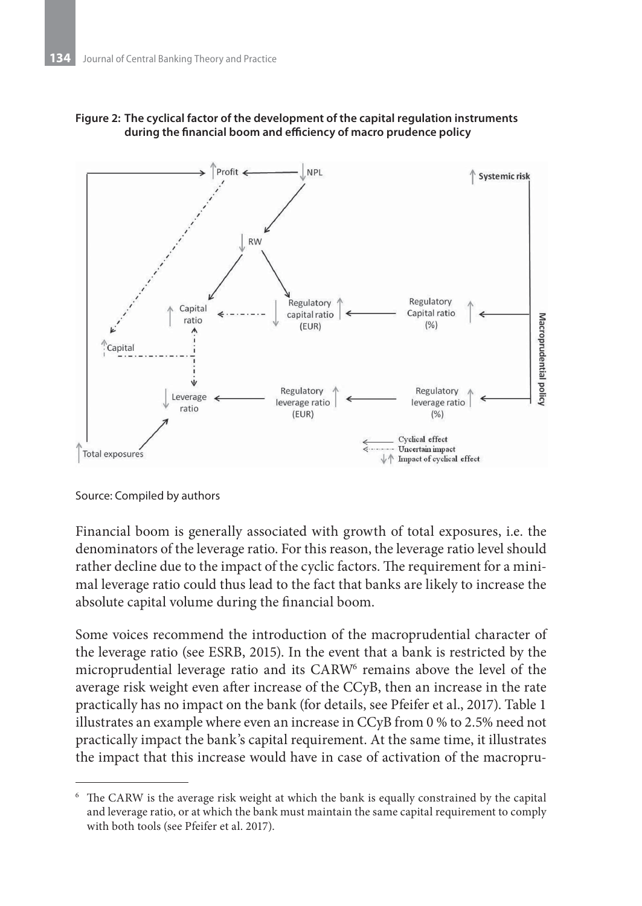**Figure 2: The cyclical factor of the development of the capital regulation instruments during the financial boom and efficiency of macro prudence policy**

Profit
NPL
Systemic risk
RW
Capital ratio
Regulatory capital ratio (EUR)
Regulatory Capital ratio (%)
Macroprudential policy
Capital
Leverage ratio
Regulatory leverage ratio (EUR)
Regulatory leverage ratio (%)
Total exposures
Cyclical effect
Uncertain impact
Impact of cyclical effect

Source: Compiled by authors

Financial boom is generally associated with growth of total exposures, i.e. the denominators of the leverage ratio. For this reason, the leverage ratio level should rather decline due to the impact of the cyclic factors. The requirement for a minimal leverage ratio could thus lead to the fact that banks are likely to increase the absolute capital volume during the financial boom.

Some voices recommend the introduction of the macroprudential character of the leverage ratio (see ESRB, 2015). In the event that a bank is restricted by the microprudential leverage ratio and its CARW[6] remains above the level of the average risk weight even after increase of the CCyB, then an increase in the rate practically has no impact on the bank (for details, see Pfeifer et al., 2017). Table 1 illustrates an example where even an increase in CCyB from 0 % to 2.5% need not practically impact the bank's capital requirement. At the same time, it illustrates the impact that this increase would have in case of activation of the macropru-

[6] The CARW is the average risk weight at which the bank is equally constrained by the capital and leverage ratio, or at which the bank must maintain the same capital requirement to comply with both tools (see Pfeifer et al. 2017).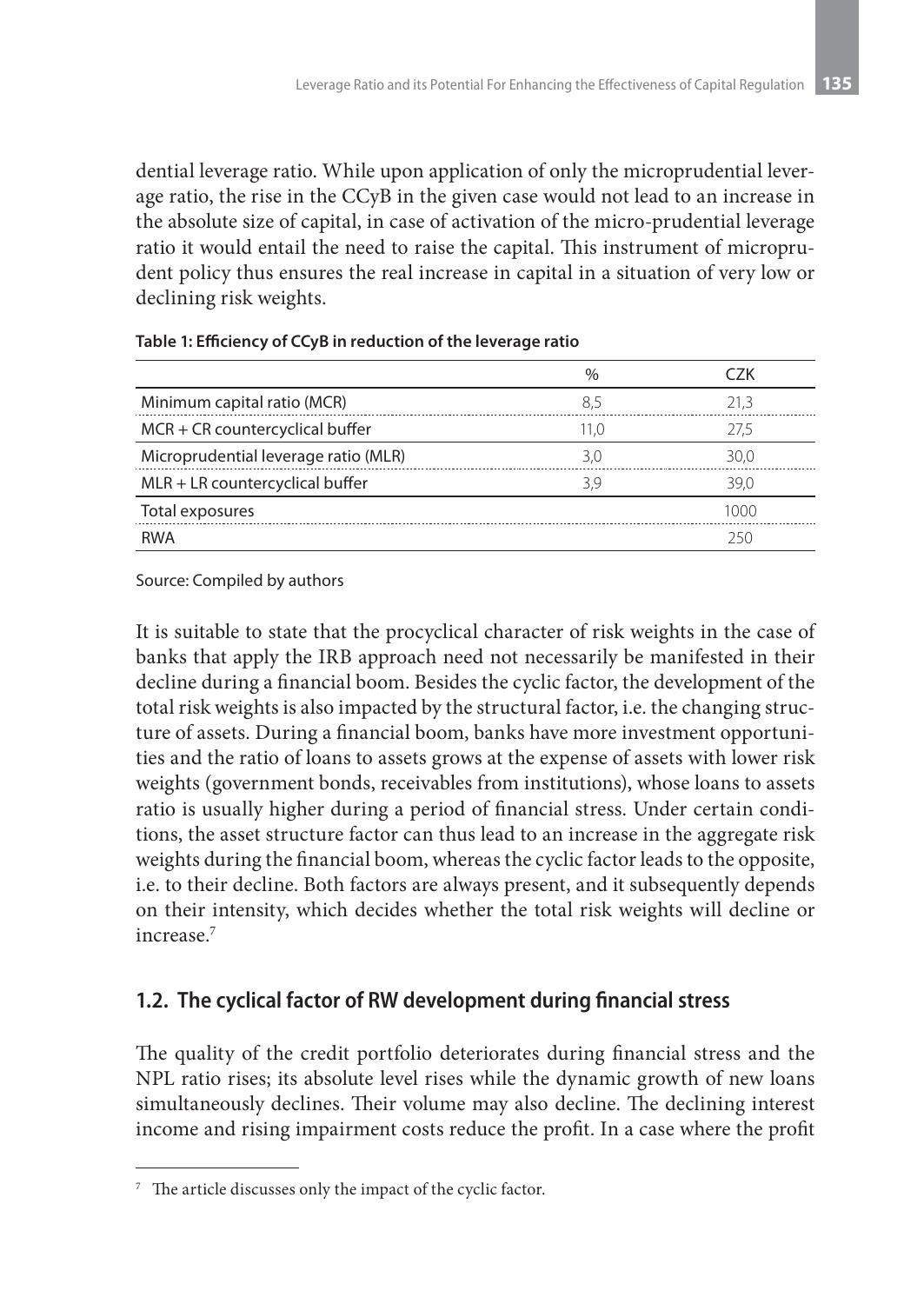dential leverage ratio. While upon application of only the microprudential leverage ratio, the rise in the CCyB in the given case would not lead to an increase in the absolute size of capital, in case of activation of the micro-prudential leverage ratio it would entail the need to raise the capital. This instrument of microprudent policy thus ensures the real increase in capital in a situation of very low or declining risk weights.

**Table 1: Efficiency of CCyB in reduction of the leverage ratio**

| | % | CZK |
|---|---|---|
| Minimum capital ratio (MCR) | 8,5 | 21,3 |
| MCR + CR countercyclical buffer | 11,0 | 27,5 |
| Microprudential leverage ratio (MLR) | 3,0 | 30,0 |
| MLR + LR countercyclical buffer | 3,9 | 39,0 |
| Total exposures | | 1000 |
| RWA | | 250 |

Source: Compiled by authors

It is suitable to state that the procyclical character of risk weights in the case of banks that apply the IRB approach need not necessarily be manifested in their decline during a financial boom. Besides the cyclic factor, the development of the total risk weights is also impacted by the structural factor, i.e. the changing structure of assets. During a financial boom, banks have more investment opportunities and the ratio of loans to assets grows at the expense of assets with lower risk weights (government bonds, receivables from institutions), whose loans to assets ratio is usually higher during a period of financial stress. Under certain conditions, the asset structure factor can thus lead to an increase in the aggregate risk weights during the financial boom, whereas the cyclic factor leads to the opposite, i.e. to their decline. Both factors are always present, and it subsequently depends on their intensity, which decides whether the total risk weights will decline or increase.[7]

## 1.2. The cyclical factor of RW development during financial stress

The quality of the credit portfolio deteriorates during financial stress and the NPL ratio rises; its absolute level rises while the dynamic growth of new loans simultaneously declines. Their volume may also decline. The declining interest income and rising impairment costs reduce the profit. In a case where the profit

[7] The article discusses only the impact of the cyclic factor.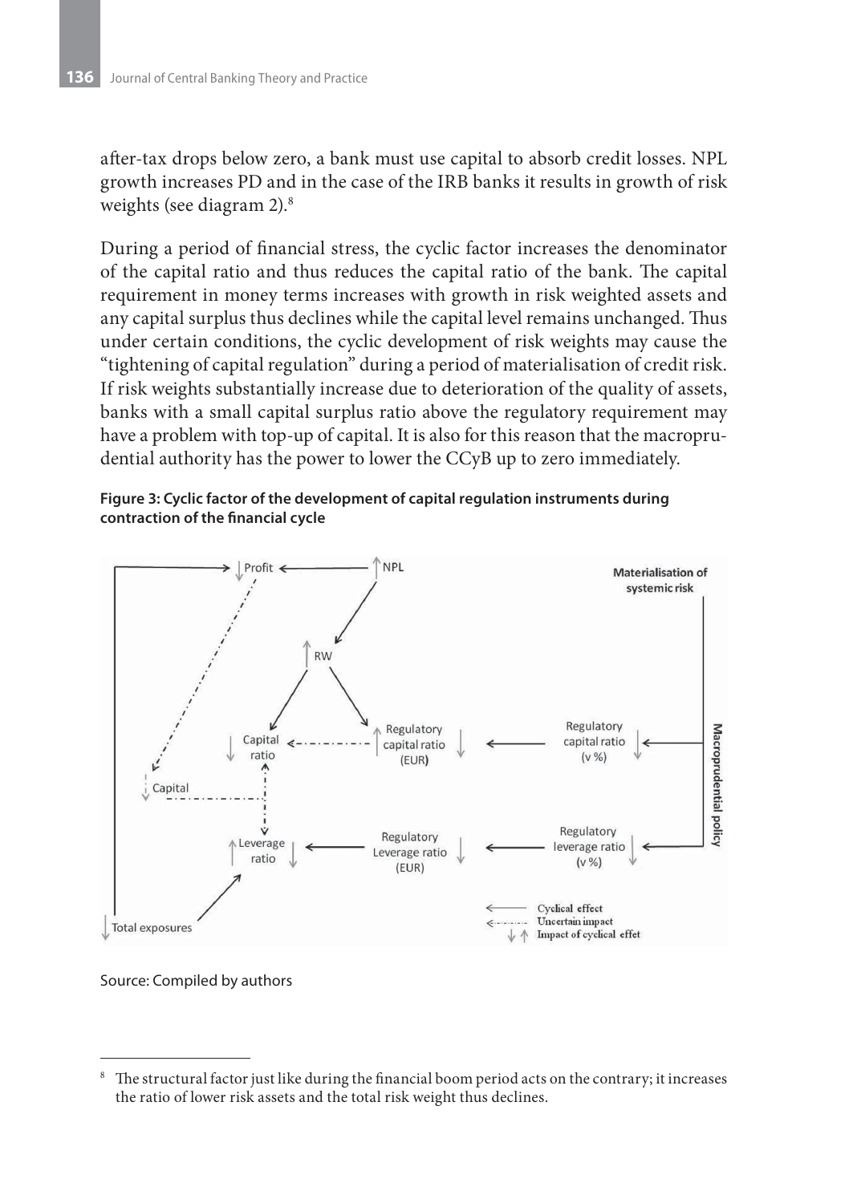after-tax drops below zero, a bank must use capital to absorb credit losses. NPL growth increases PD and in the case of the IRB banks it results in growth of risk weights (see diagram 2).[8]

During a period of financial stress, the cyclic factor increases the denominator of the capital ratio and thus reduces the capital ratio of the bank. The capital requirement in money terms increases with growth in risk weighted assets and any capital surplus thus declines while the capital level remains unchanged. Thus under certain conditions, the cyclic development of risk weights may cause the "tightening of capital regulation" during a period of materialisation of credit risk. If risk weights substantially increase due to deterioration of the quality of assets, banks with a small capital surplus ratio above the regulatory requirement may have a problem with top-up of capital. It is also for this reason that the macroprudential authority has the power to lower the CCyB up to zero immediately.

**Figure 3: Cyclic factor of the development of capital regulation instruments during contraction of the financial cycle**

Profit
NPL
Materialisation of systemic risk
RW
Capital ratio
Regulatory capital ratio (EUR)
Regulatory capital ratio (v %)
Macroprudential policy
Capital
Leverage ratio
Regulatory Leverage ratio (EUR)
Regulatory leverage ratio (v %)
Total exposures
Cyclical effect
Uncertain impact
Impact of cyclical effet

Source: Compiled by authors

[8] The structural factor just like during the financial boom period acts on the contrary; it increases the ratio of lower risk assets and the total risk weight thus declines.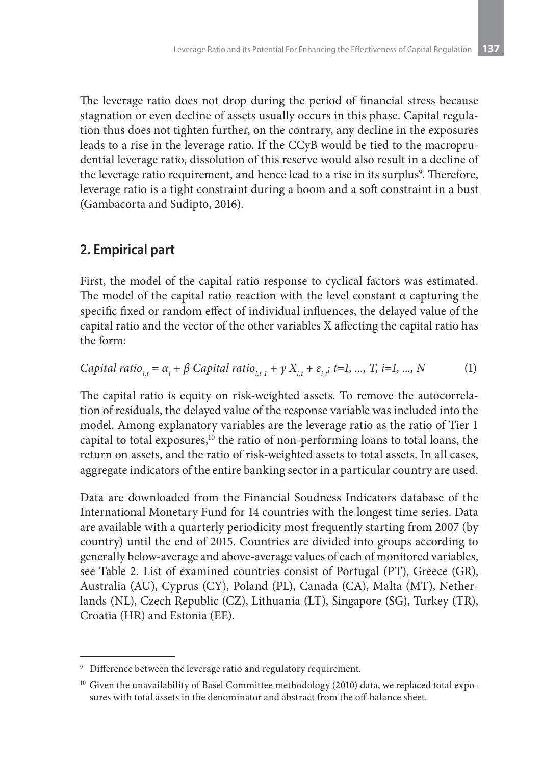The leverage ratio does not drop during the period of financial stress because stagnation or even decline of assets usually occurs in this phase. Capital regulation thus does not tighten further, on the contrary, any decline in the exposures leads to a rise in the leverage ratio. If the CCyB would be tied to the macroprudential leverage ratio, dissolution of this reserve would also result in a decline of the leverage ratio requirement, and hence lead to a rise in its surplus[9]. Therefore, leverage ratio is a tight constraint during a boom and a soft constraint in a bust (Gambacorta and Sudipto, 2016).

## 2. Empirical part

First, the model of the capital ratio response to cyclical factors was estimated. The model of the capital ratio reaction with the level constant α capturing the specific fixed or random effect of individual influences, the delayed value of the capital ratio and the vector of the other variables X affecting the capital ratio has the form:

$$Capital\ ratio_{i,t} = \alpha_i + \beta\ Capital\ ratio_{i,t-1} + \gamma\ X_{i,t} + \varepsilon_{i,t};\ t=1, ..., T,\ i=1, ..., N \tag{1}$$

The capital ratio is equity on risk-weighted assets. To remove the autocorrelation of residuals, the delayed value of the response variable was included into the model. Among explanatory variables are the leverage ratio as the ratio of Tier 1 capital to total exposures,[10] the ratio of non-performing loans to total loans, the return on assets, and the ratio of risk-weighted assets to total assets. In all cases, aggregate indicators of the entire banking sector in a particular country are used.

Data are downloaded from the Financial Soudness Indicators database of the International Monetary Fund for 14 countries with the longest time series. Data are available with a quarterly periodicity most frequently starting from 2007 (by country) until the end of 2015. Countries are divided into groups according to generally below-average and above-average values of each of monitored variables, see Table 2. List of examined countries consist of Portugal (PT), Greece (GR), Australia (AU), Cyprus (CY), Poland (PL), Canada (CA), Malta (MT), Netherlands (NL), Czech Republic (CZ), Lithuania (LT), Singapore (SG), Turkey (TR), Croatia (HR) and Estonia (EE).

---

[9] Difference between the leverage ratio and regulatory requirement.

[10] Given the unavailability of Basel Committee methodology (2010) data, we replaced total exposures with total assets in the denominator and abstract from the off-balance sheet.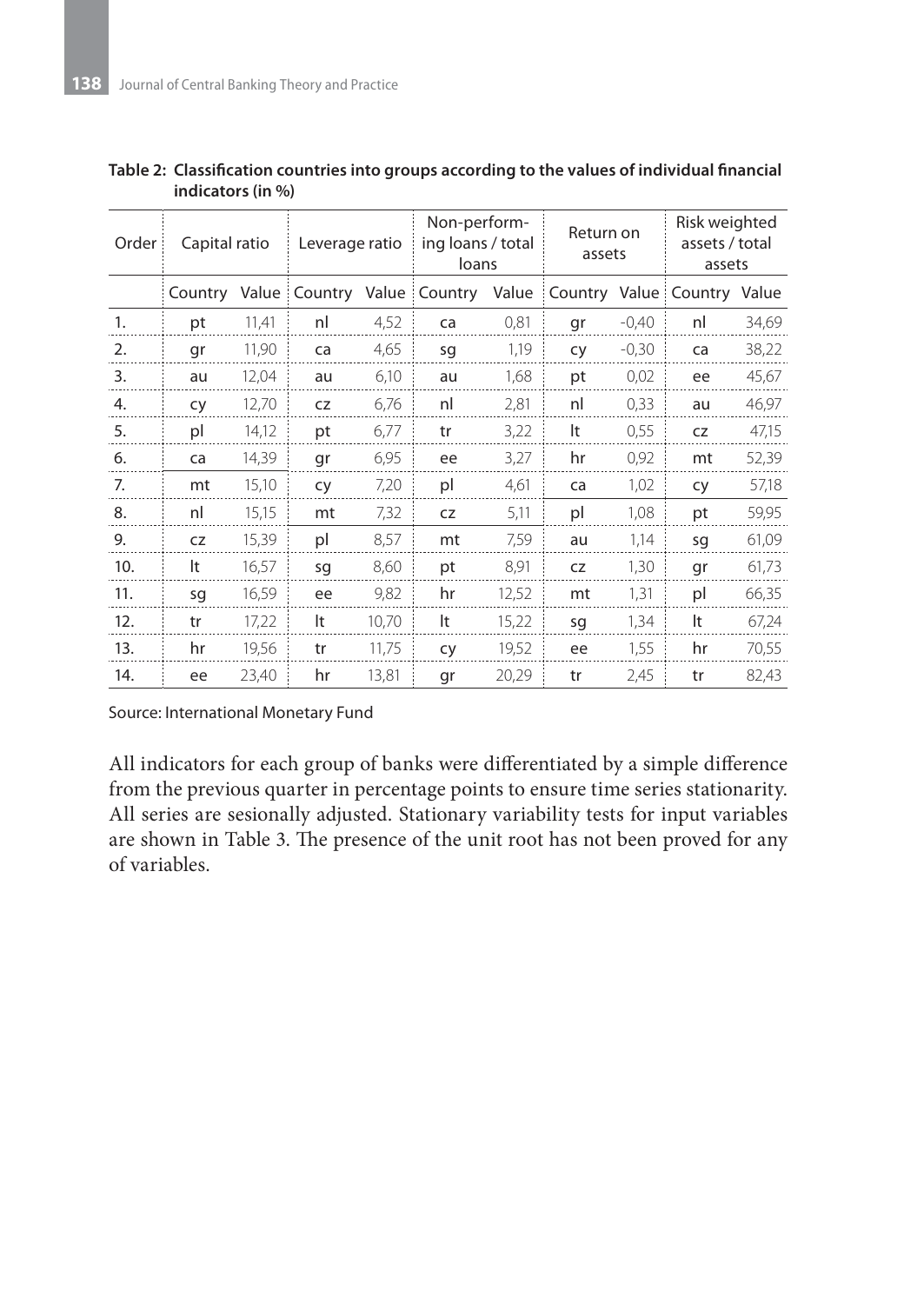**Table 2: Classification countries into groups according to the values of individual financial indicators (in %)**

| Order | Capital ratio | | Leverage ratio | | Non-performing loans / total loans | | Return on assets | | Risk weighted assets / total assets | |
|---|---|---|---|---|---|---|---|---|---|---|
| | Country | Value | Country | Value | Country | Value | Country | Value | Country | Value |
| 1. | pt | 11,41 | nl | 4,52 | ca | 0,81 | gr | -0,40 | nl | 34,69 |
| 2. | gr | 11,90 | ca | 4,65 | sg | 1,19 | cy | -0,30 | ca | 38,22 |
| 3. | au | 12,04 | au | 6,10 | au | 1,68 | pt | 0,02 | ee | 45,67 |
| 4. | cy | 12,70 | cz | 6,76 | nl | 2,81 | nl | 0,33 | au | 46,97 |
| 5. | pl | 14,12 | pt | 6,77 | tr | 3,22 | lt | 0,55 | cz | 47,15 |
| 6. | ca | 14,39 | gr | 6,95 | ee | 3,27 | hr | 0,92 | mt | 52,39 |
| 7. | mt | 15,10 | cy | 7,20 | pl | 4,61 | ca | 1,02 | cy | 57,18 |
| 8. | nl | 15,15 | mt | 7,32 | cz | 5,11 | pl | 1,08 | pt | 59,95 |
| 9. | cz | 15,39 | pl | 8,57 | mt | 7,59 | au | 1,14 | sg | 61,09 |
| 10. | lt | 16,57 | sg | 8,60 | pt | 8,91 | cz | 1,30 | gr | 61,73 |
| 11. | sg | 16,59 | ee | 9,82 | hr | 12,52 | mt | 1,31 | pl | 66,35 |
| 12. | tr | 17,22 | lt | 10,70 | lt | 15,22 | sg | 1,34 | lt | 67,24 |
| 13. | hr | 19,56 | tr | 11,75 | cy | 19,52 | ee | 1,55 | hr | 70,55 |
| 14. | ee | 23,40 | hr | 13,81 | gr | 20,29 | tr | 2,45 | tr | 82,43 |

Source: International Monetary Fund

All indicators for each group of banks were differentiated by a simple difference from the previous quarter in percentage points to ensure time series stationarity. All series are sesionally adjusted. Stationary variability tests for input variables are shown in Table 3. The presence of the unit root has not been proved for any of variables.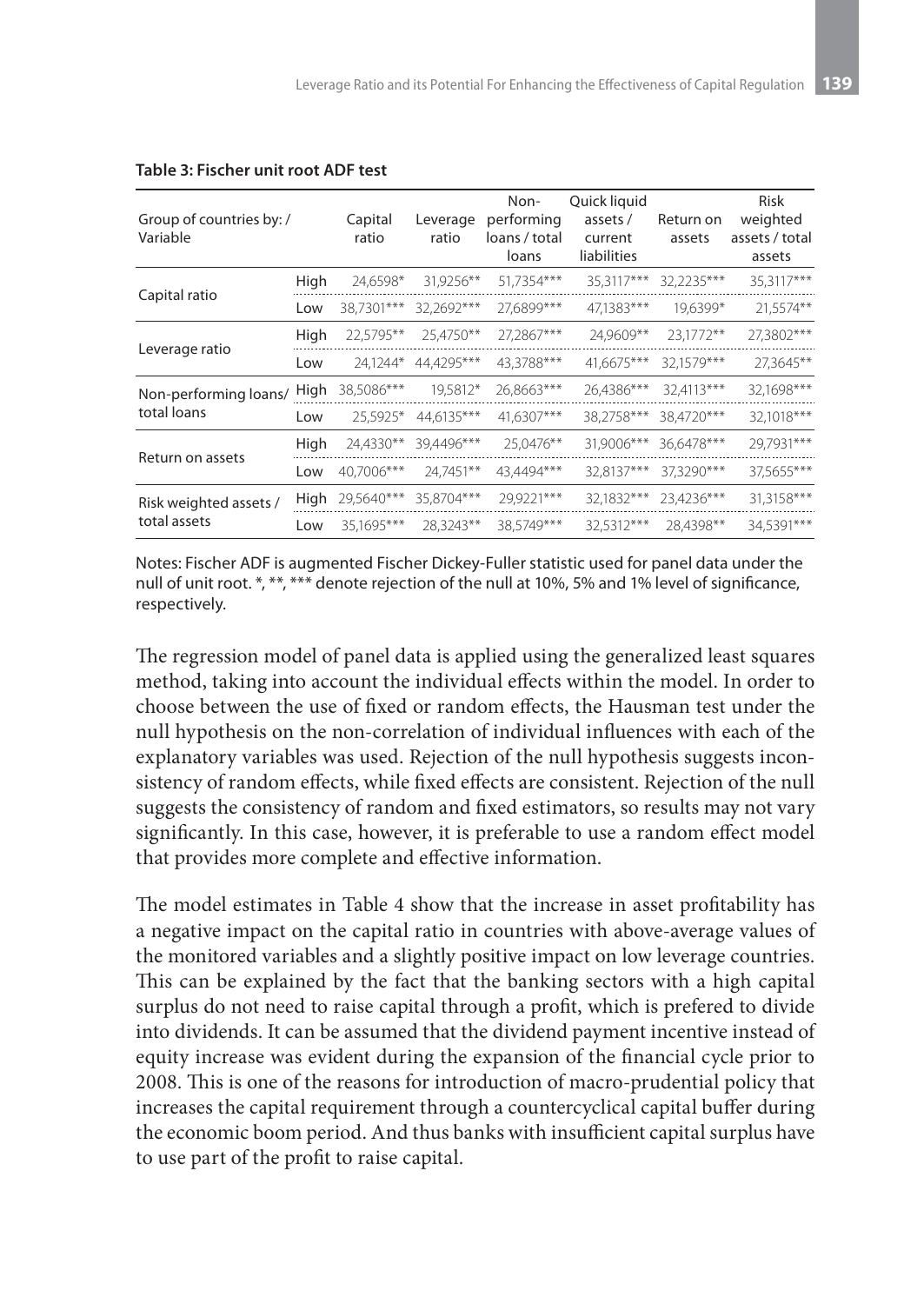**Table 3: Fischer unit root ADF test**

| Group of countries by: / Variable | | Capital ratio | Leverage ratio | Non-performing loans / total loans | Quick liquid assets / current liabilities | Return on assets | Risk weighted assets / total assets |
|---|---|---|---|---|---|---|---|
| Capital ratio | High | 24,6598* | 31,9256** | 51,7354*** | 35,3117*** | 32,2235*** | 35,3117*** |
| | Low | 38,7301*** | 32,2692*** | 27,6899*** | 47,1383*** | 19,6399* | 21,5574** |
| Leverage ratio | High | 22,5795** | 25,4750** | 27,2867*** | 24,9609** | 23,1772** | 27,3802*** |
| | Low | 24,1244* | 44,4295*** | 43,3788*** | 41,6675*** | 32,1579*** | 27,3645** |
| Non-performing loans/ total loans | High | 38,5086*** | 19,5812* | 26,8663*** | 26,4386*** | 32,4113*** | 32,1698*** |
| | Low | 25,5925* | 44,6135*** | 41,6307*** | 38,2758*** | 38,4720*** | 32,1018*** |
| Return on assets | High | 24,4330** | 39,4496*** | 25,0476** | 31,9006*** | 36,6478*** | 29,7931*** |
| | Low | 40,7006*** | 24,7451** | 43,4494*** | 32,8137*** | 37,3290*** | 37,5655*** |
| Risk weighted assets / total assets | High | 29,5640*** | 35,8704*** | 29,9221*** | 32,1832*** | 23,4236*** | 31,3158*** |
| | Low | 35,1695*** | 28,3243** | 38,5749*** | 32,5312*** | 28,4398** | 34,5391*** |

Notes: Fischer ADF is augmented Fischer Dickey-Fuller statistic used for panel data under the null of unit root. *, **, *** denote rejection of the null at 10%, 5% and 1% level of significance, respectively.

The regression model of panel data is applied using the generalized least squares method, taking into account the individual effects within the model. In order to choose between the use of fixed or random effects, the Hausman test under the null hypothesis on the non-correlation of individual influences with each of the explanatory variables was used. Rejection of the null hypothesis suggests inconsistency of random effects, while fixed effects are consistent. Rejection of the null suggests the consistency of random and fixed estimators, so results may not vary significantly. In this case, however, it is preferable to use a random effect model that provides more complete and effective information.

The model estimates in Table 4 show that the increase in asset profitability has a negative impact on the capital ratio in countries with above-average values of the monitored variables and a slightly positive impact on low leverage countries. This can be explained by the fact that the banking sectors with a high capital surplus do not need to raise capital through a profit, which is prefered to divide into dividends. It can be assumed that the dividend payment incentive instead of equity increase was evident during the expansion of the financial cycle prior to 2008. This is one of the reasons for introduction of macro-prudential policy that increases the capital requirement through a countercyclical capital buffer during the economic boom period. And thus banks with insufficient capital surplus have to use part of the profit to raise capital.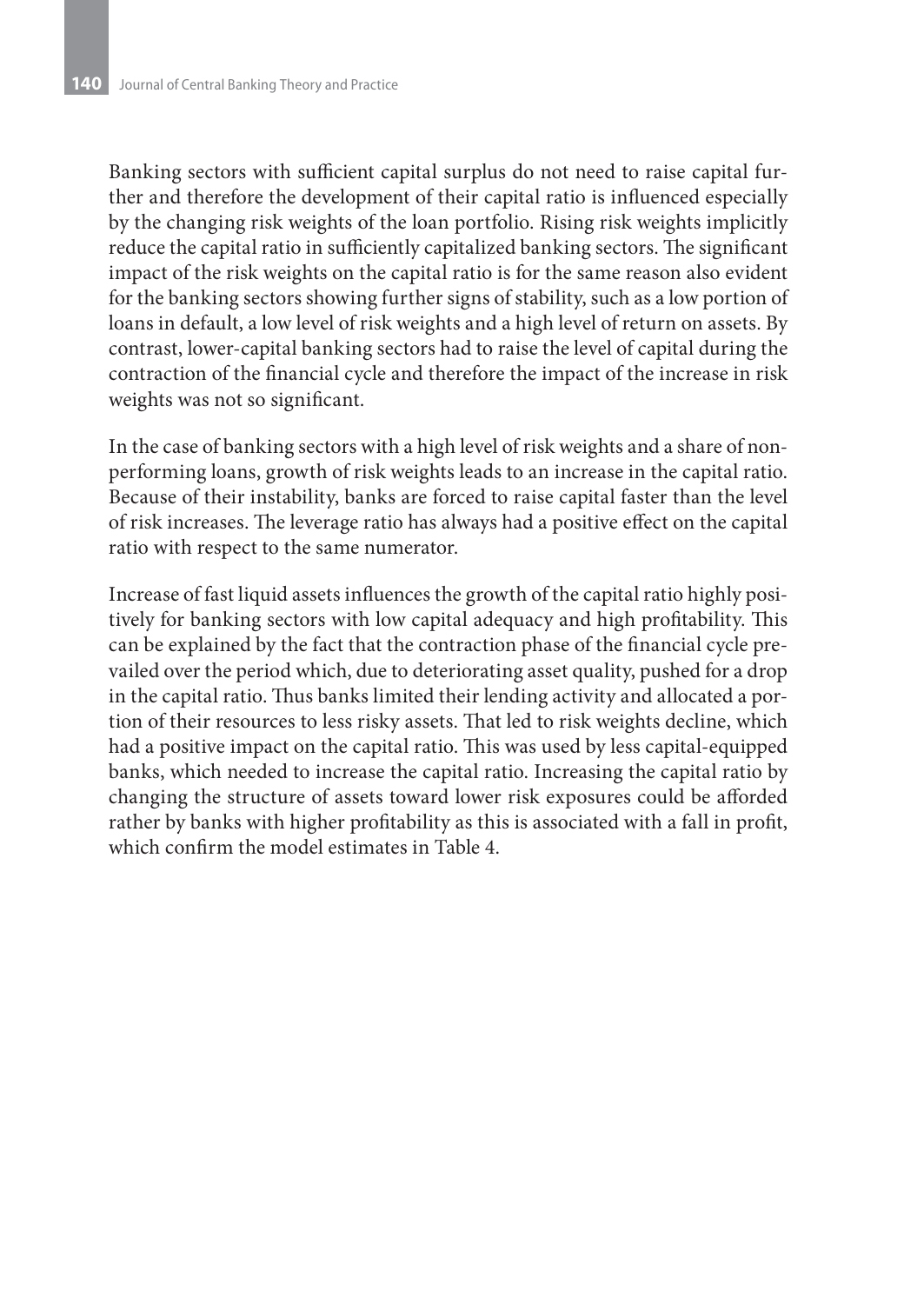Banking sectors with sufficient capital surplus do not need to raise capital further and therefore the development of their capital ratio is influenced especially by the changing risk weights of the loan portfolio. Rising risk weights implicitly reduce the capital ratio in sufficiently capitalized banking sectors. The significant impact of the risk weights on the capital ratio is for the same reason also evident for the banking sectors showing further signs of stability, such as a low portion of loans in default, a low level of risk weights and a high level of return on assets. By contrast, lower-capital banking sectors had to raise the level of capital during the contraction of the financial cycle and therefore the impact of the increase in risk weights was not so significant.

In the case of banking sectors with a high level of risk weights and a share of non-performing loans, growth of risk weights leads to an increase in the capital ratio. Because of their instability, banks are forced to raise capital faster than the level of risk increases. The leverage ratio has always had a positive effect on the capital ratio with respect to the same numerator.

Increase of fast liquid assets influences the growth of the capital ratio highly positively for banking sectors with low capital adequacy and high profitability. This can be explained by the fact that the contraction phase of the financial cycle prevailed over the period which, due to deteriorating asset quality, pushed for a drop in the capital ratio. Thus banks limited their lending activity and allocated a portion of their resources to less risky assets. That led to risk weights decline, which had a positive impact on the capital ratio. This was used by less capital-equipped banks, which needed to increase the capital ratio. Increasing the capital ratio by changing the structure of assets toward lower risk exposures could be afforded rather by banks with higher profitability as this is associated with a fall in profit, which confirm the model estimates in Table 4.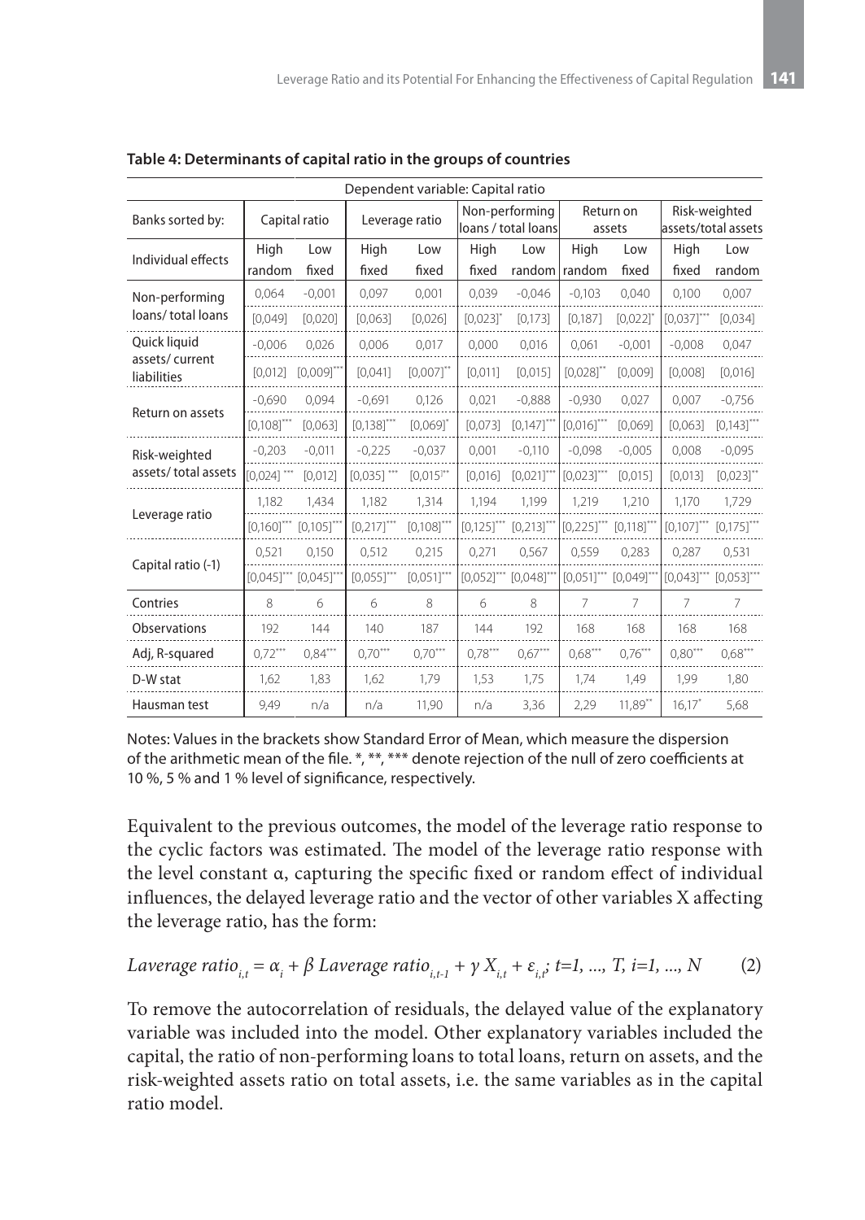**Table 4: Determinants of capital ratio in the groups of countries**

| Dependent variable: Capital ratio | | | | | | | | | | |
|---|---|---|---|---|---|---|---|---|---|---|
| Banks sorted by: | Capital ratio | | Leverage ratio | | Non-performing loans / total loans | | Return on assets | | Risk-weighted assets/total assets | |
| Individual effects | High random | Low fixed | High fixed | Low fixed | High fixed | Low random | High random | Low fixed | High fixed | Low random |
| Non-performing loans/ total loans | 0,064 | -0,001 | 0,097 | 0,001 | 0,039 | -0,046 | -0,103 | 0,040 | 0,100 | 0,007 |
| | [0,049] | [0,020] | [0,063] | [0,026] | [0,023]* | [0,173] | [0,187] | [0,022]* | [0,037]*** | [0,034] |
| Quick liquid assets/ current liabilities | -0,006 | 0,026 | 0,006 | 0,017 | 0,000 | 0,016 | 0,061 | -0,001 | -0,008 | 0,047 |
| | [0,012] | [0,009]*** | [0,041] | [0,007]** | [0,011] | [0,015] | [0,028]** | [0,009] | [0,008] | [0,016] |
| Return on assets | -0,690 | 0,094 | -0,691 | 0,126 | 0,021 | -0,888 | -0,930 | 0,027 | 0,007 | -0,756 |
| | [0,108]*** | [0,063] | [0,138]*** | [0,069]* | [0,073] | [0,147]*** | [0,016]*** | [0,069] | [0,063] | [0,143]*** |
| Risk-weighted assets/ total assets | -0,203 | -0,011 | -0,225 | -0,037 | 0,001 | -0,110 | -0,098 | -0,005 | 0,008 | -0,095 |
| | [0,024] *** | [0,012] | [0,035] *** | [0,015]** | [0,016] | [0,021]*** | [0,023]*** | [0,015] | [0,013] | [0,023]** |
| Leverage ratio | 1,182 | 1,434 | 1,182 | 1,314 | 1,194 | 1,199 | 1,219 | 1,210 | 1,170 | 1,729 |
| | [0,160]*** | [0,105]*** | [0,217]*** | [0,108]*** | [0,125]*** | [0,213]*** | [0,225]*** | [0,118]*** | [0,107]*** | [0,175]*** |
| Capital ratio (-1) | 0,521 | 0,150 | 0,512 | 0,215 | 0,271 | 0,567 | 0,559 | 0,283 | 0,287 | 0,531 |
| | [0,045]*** | [0,045]*** | [0,055]*** | [0,051]*** | [0,052]*** | [0,048]*** | [0,051]*** | [0,049]*** | [0,043]*** | [0,053]*** |
| Contries | 8 | 6 | 6 | 8 | 6 | 8 | 7 | 7 | 7 | 7 |
| Observations | 192 | 144 | 140 | 187 | 144 | 192 | 168 | 168 | 168 | 168 |
| Adj, R-squared | 0,72*** | 0,84*** | 0,70*** | 0,70*** | 0,78*** | 0,67*** | 0,68*** | 0,76*** | 0,80*** | 0,68*** |
| D-W stat | 1,62 | 1,83 | 1,62 | 1,79 | 1,53 | 1,75 | 1,74 | 1,49 | 1,99 | 1,80 |
| Hausman test | 9,49 | n/a | n/a | 11,90 | n/a | 3,36 | 2,29 | 11,89** | 16,17* | 5,68 |

Notes: Values in the brackets show Standard Error of Mean, which measure the dispersion of the arithmetic mean of the file. *, **, *** denote rejection of the null of zero coefficients at 10 %, 5 % and 1 % level of significance, respectively.

Equivalent to the previous outcomes, the model of the leverage ratio response to the cyclic factors was estimated. The model of the leverage ratio response with the level constant α, capturing the specific fixed or random effect of individual influences, the delayed leverage ratio and the vector of other variables X affecting the leverage ratio, has the form:

$$Laverage\ ratio_{i,t} = \alpha_i + \beta\ Laverage\ ratio_{i,t-1} + \gamma X_{i,t} + \varepsilon_{i,t};\ t=1, ..., T,\ i=1, ..., N \qquad (2)$$

To remove the autocorrelation of residuals, the delayed value of the explanatory variable was included into the model. Other explanatory variables included the capital, the ratio of non-performing loans to total loans, return on assets, and the risk-weighted assets ratio on total assets, i.e. the same variables as in the capital ratio model.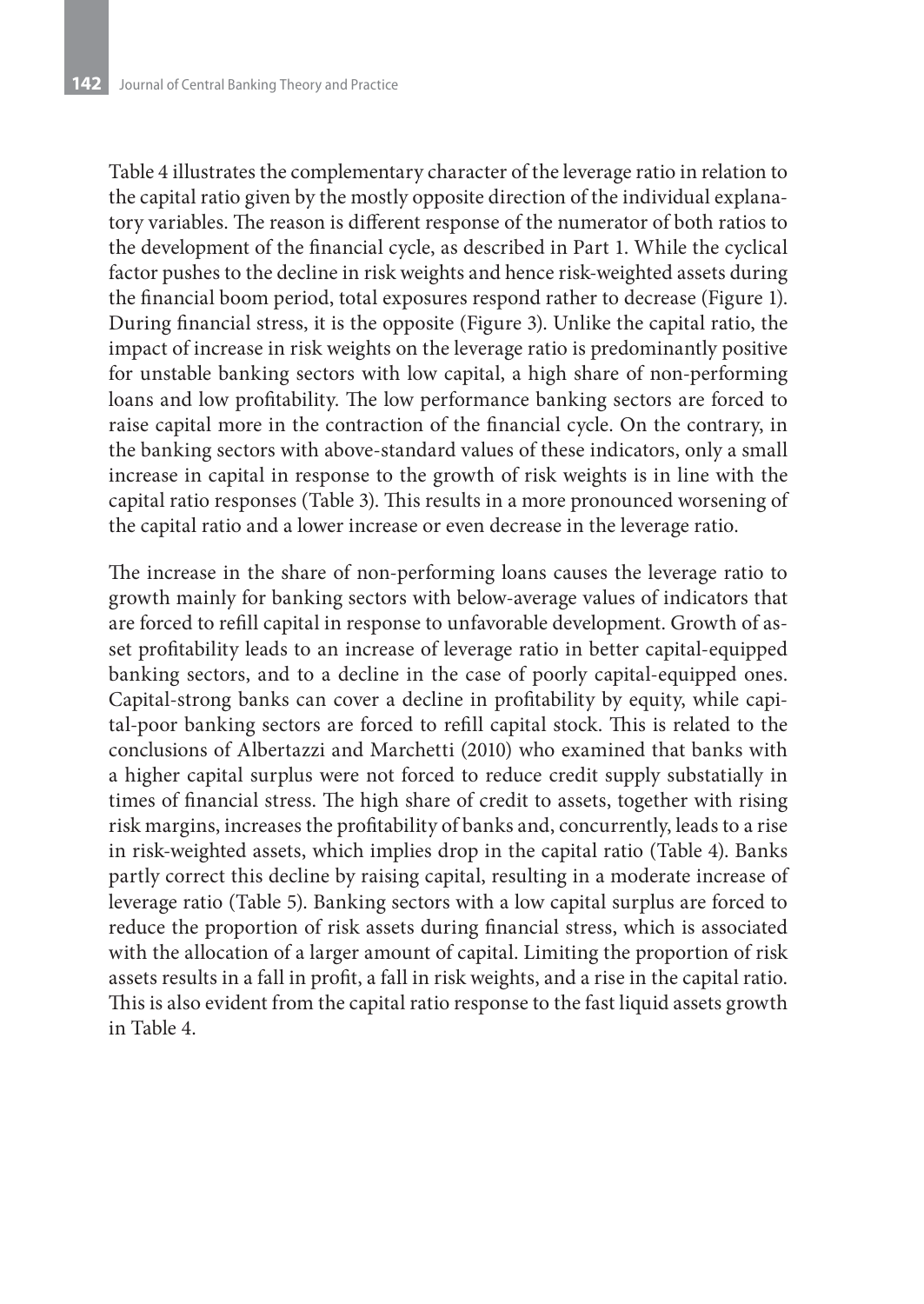Table 4 illustrates the complementary character of the leverage ratio in relation to the capital ratio given by the mostly opposite direction of the individual explanatory variables. The reason is different response of the numerator of both ratios to the development of the financial cycle, as described in Part 1. While the cyclical factor pushes to the decline in risk weights and hence risk-weighted assets during the financial boom period, total exposures respond rather to decrease (Figure 1). During financial stress, it is the opposite (Figure 3). Unlike the capital ratio, the impact of increase in risk weights on the leverage ratio is predominantly positive for unstable banking sectors with low capital, a high share of non-performing loans and low profitability. The low performance banking sectors are forced to raise capital more in the contraction of the financial cycle. On the contrary, in the banking sectors with above-standard values of these indicators, only a small increase in capital in response to the growth of risk weights is in line with the capital ratio responses (Table 3). This results in a more pronounced worsening of the capital ratio and a lower increase or even decrease in the leverage ratio.

The increase in the share of non-performing loans causes the leverage ratio to growth mainly for banking sectors with below-average values of indicators that are forced to refill capital in response to unfavorable development. Growth of asset profitability leads to an increase of leverage ratio in better capital-equipped banking sectors, and to a decline in the case of poorly capital-equipped ones. Capital-strong banks can cover a decline in profitability by equity, while capital-poor banking sectors are forced to refill capital stock. This is related to the conclusions of Albertazzi and Marchetti (2010) who examined that banks with a higher capital surplus were not forced to reduce credit supply substatially in times of financial stress. The high share of credit to assets, together with rising risk margins, increases the profitability of banks and, concurrently, leads to a rise in risk-weighted assets, which implies drop in the capital ratio (Table 4). Banks partly correct this decline by raising capital, resulting in a moderate increase of leverage ratio (Table 5). Banking sectors with a low capital surplus are forced to reduce the proportion of risk assets during financial stress, which is associated with the allocation of a larger amount of capital. Limiting the proportion of risk assets results in a fall in profit, a fall in risk weights, and a rise in the capital ratio. This is also evident from the capital ratio response to the fast liquid assets growth in Table 4.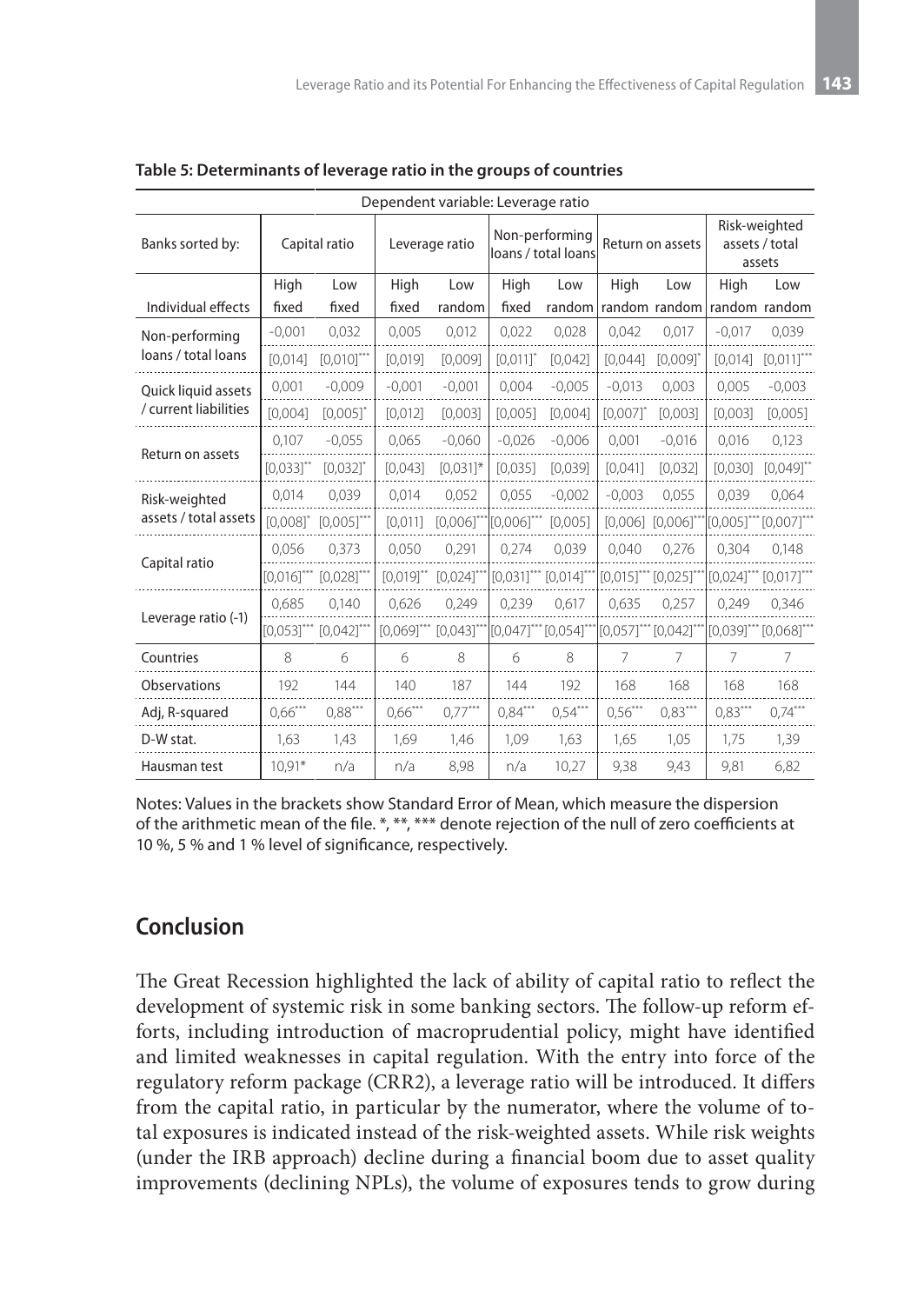**Table 5: Determinants of leverage ratio in the groups of countries**

| Dependent variable: Leverage ratio | | | | | | | | | | |
|---|---|---|---|---|---|---|---|---|---|---|
| Banks sorted by: | Capital ratio | | Leverage ratio | | Non-performing loans / total loans | | Return on assets | | Risk-weighted assets / total assets | |
| | High | Low | High | Low | High | Low | High | Low | High | Low |
| Individual effects | fixed | fixed | fixed | random | fixed | random | random | random | random | random |
| Non-performing loans / total loans | -0,001 | 0,032 | 0,005 | 0,012 | 0,022 | 0,028 | 0,042 | 0,017 | -0,017 | 0,039 |
| | [0,014] | [0,010]*** | [0,019] | [0,009] | [0,011]* | [0,042] | [0,044] | [0,009]* | [0,014] | [0,011]*** |
| Quick liquid assets / current liabilities | 0,001 | -0,009 | -0,001 | -0,001 | 0,004 | -0,005 | -0,013 | 0,003 | 0,005 | -0,003 |
| | [0,004] | [0,005]* | [0,012] | [0,003] | [0,005] | [0,004] | [0,007]* | [0,003] | [0,003] | [0,005] |
| Return on assets | 0,107 | -0,055 | 0,065 | -0,060 | -0,026 | -0,006 | 0,001 | -0,016 | 0,016 | 0,123 |
| | [0,033]** | [0,032]* | [0,043] | [0,031]* | [0,035] | [0,039] | [0,041] | [0,032] | [0,030] | [0,049]** |
| Risk-weighted assets / total assets | 0,014 | 0,039 | 0,014 | 0,052 | 0,055 | -0,002 | -0,003 | 0,055 | 0,039 | 0,064 |
| | [0,008]* | [0,005]*** | [0,011] | [0,006]*** | [0,006]*** | [0,005] | [0,006] | [0,006]*** | [0,005]*** | [0,007]*** |
| Capital ratio | 0,056 | 0,373 | 0,050 | 0,291 | 0,274 | 0,039 | 0,040 | 0,276 | 0,304 | 0,148 |
| | [0,016]*** | [0,028]*** | [0,019]** | [0,024]*** | [0,031]*** | [0,014]*** | [0,015]*** | [0,025]*** | [0,024]*** | [0,017]*** |
| Leverage ratio (-1) | 0,685 | 0,140 | 0,626 | 0,249 | 0,239 | 0,617 | 0,635 | 0,257 | 0,249 | 0,346 |
| | [0,053]*** | [0,042]*** | [0,069]*** | [0,043]*** | [0,047]*** | [0,054]*** | [0,057]*** | [0,042]*** | [0,039]*** | [0,068]*** |
| Countries | 8 | 6 | 6 | 8 | 6 | 8 | 7 | 7 | 7 | 7 |
| Observations | 192 | 144 | 140 | 187 | 144 | 192 | 168 | 168 | 168 | 168 |
| Adj, R-squared | 0,66*** | 0,88*** | 0,66*** | 0,77*** | 0,84*** | 0,54*** | 0,56*** | 0,83*** | 0,83*** | 0,74*** |
| D-W stat. | 1,63 | 1,43 | 1,69 | 1,46 | 1,09 | 1,63 | 1,65 | 1,05 | 1,75 | 1,39 |
| Hausman test | 10,91* | n/a | n/a | 8,98 | n/a | 10,27 | 9,38 | 9,43 | 9,81 | 6,82 |

Notes: Values in the brackets show Standard Error of Mean, which measure the dispersion of the arithmetic mean of the file. *, **, *** denote rejection of the null of zero coefficients at 10 %, 5 % and 1 % level of significance, respectively.

## Conclusion

The Great Recession highlighted the lack of ability of capital ratio to reflect the development of systemic risk in some banking sectors. The follow-up reform efforts, including introduction of macroprudential policy, might have identified and limited weaknesses in capital regulation. With the entry into force of the regulatory reform package (CRR2), a leverage ratio will be introduced. It differs from the capital ratio, in particular by the numerator, where the volume of total exposures is indicated instead of the risk-weighted assets. While risk weights (under the IRB approach) decline during a financial boom due to asset quality improvements (declining NPLs), the volume of exposures tends to grow during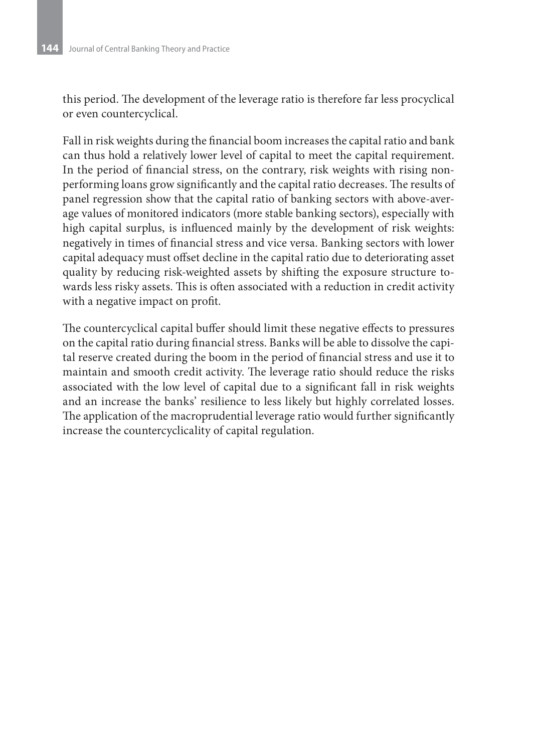this period. The development of the leverage ratio is therefore far less procyclical or even countercyclical.

Fall in risk weights during the financial boom increases the capital ratio and bank can thus hold a relatively lower level of capital to meet the capital requirement. In the period of financial stress, on the contrary, risk weights with rising non-performing loans grow significantly and the capital ratio decreases. The results of panel regression show that the capital ratio of banking sectors with above-average values of monitored indicators (more stable banking sectors), especially with high capital surplus, is influenced mainly by the development of risk weights: negatively in times of financial stress and vice versa. Banking sectors with lower capital adequacy must offset decline in the capital ratio due to deteriorating asset quality by reducing risk-weighted assets by shifting the exposure structure towards less risky assets. This is often associated with a reduction in credit activity with a negative impact on profit.

The countercyclical capital buffer should limit these negative effects to pressures on the capital ratio during financial stress. Banks will be able to dissolve the capital reserve created during the boom in the period of financial stress and use it to maintain and smooth credit activity. The leverage ratio should reduce the risks associated with the low level of capital due to a significant fall in risk weights and an increase the banks' resilience to less likely but highly correlated losses. The application of the macroprudential leverage ratio would further significantly increase the countercyclicality of capital regulation.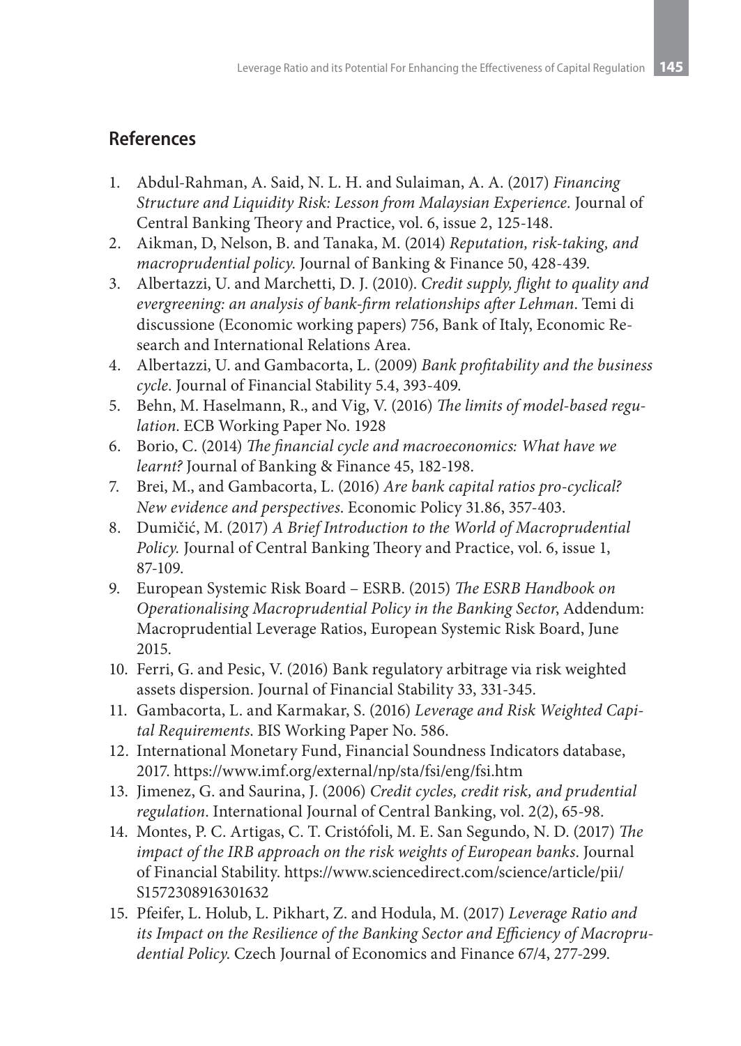## References

1. Abdul-Rahman, A. Said, N. L. H. and Sulaiman, A. A. (2017) *Financing Structure and Liquidity Risk: Lesson from Malaysian Experience.* Journal of Central Banking Theory and Practice, vol. 6, issue 2, 125-148.
2. Aikman, D, Nelson, B. and Tanaka, M. (2014) *Reputation, risk-taking, and macroprudential policy.* Journal of Banking & Finance 50, 428-439.
3. Albertazzi, U. and Marchetti, D. J. (2010). *Credit supply, flight to quality and evergreening: an analysis of bank-firm relationships after Lehman*. Temi di discussione (Economic working papers) 756, Bank of Italy, Economic Research and International Relations Area.
4. Albertazzi, U. and Gambacorta, L. (2009) *Bank profitability and the business cycle*. Journal of Financial Stability 5.4, 393-409.
5. Behn, M. Haselmann, R., and Vig, V. (2016) *The limits of model-based regulation*. ECB Working Paper No. 1928
6. Borio, C. (2014) *The financial cycle and macroeconomics: What have we learnt?* Journal of Banking & Finance 45, 182-198.
7. Brei, M., and Gambacorta, L. (2016) *Are bank capital ratios pro-cyclical? New evidence and perspectives*. Economic Policy 31.86, 357-403.
8. Dumičić, M. (2017) *A Brief Introduction to the World of Macroprudential Policy.* Journal of Central Banking Theory and Practice, vol. 6, issue 1, 87-109.
9. European Systemic Risk Board – ESRB. (2015) *The ESRB Handbook on Operationalising Macroprudential Policy in the Banking Sector,* Addendum: Macroprudential Leverage Ratios, European Systemic Risk Board, June 2015.
10. Ferri, G. and Pesic, V. (2016) Bank regulatory arbitrage via risk weighted assets dispersion. Journal of Financial Stability 33, 331-345.
11. Gambacorta, L. and Karmakar, S. (2016) *Leverage and Risk Weighted Capital Requirements*. BIS Working Paper No. 586.
12. International Monetary Fund, Financial Soundness Indicators database, 2017. https://www.imf.org/external/np/sta/fsi/eng/fsi.htm
13. Jimenez, G. and Saurina, J. (2006) *Credit cycles, credit risk, and prudential regulation*. International Journal of Central Banking, vol. 2(2), 65-98.
14. Montes, P. C. Artigas, C. T. Cristófoli, M. E. San Segundo, N. D. (2017) *The impact of the IRB approach on the risk weights of European banks*. Journal of Financial Stability. https://www.sciencedirect.com/science/article/pii/S1572308916301632
15. Pfeifer, L. Holub, L. Pikhart, Z. and Hodula, M. (2017) *Leverage Ratio and its Impact on the Resilience of the Banking Sector and Efficiency of Macroprudential Policy.* Czech Journal of Economics and Finance 67/4, 277-299.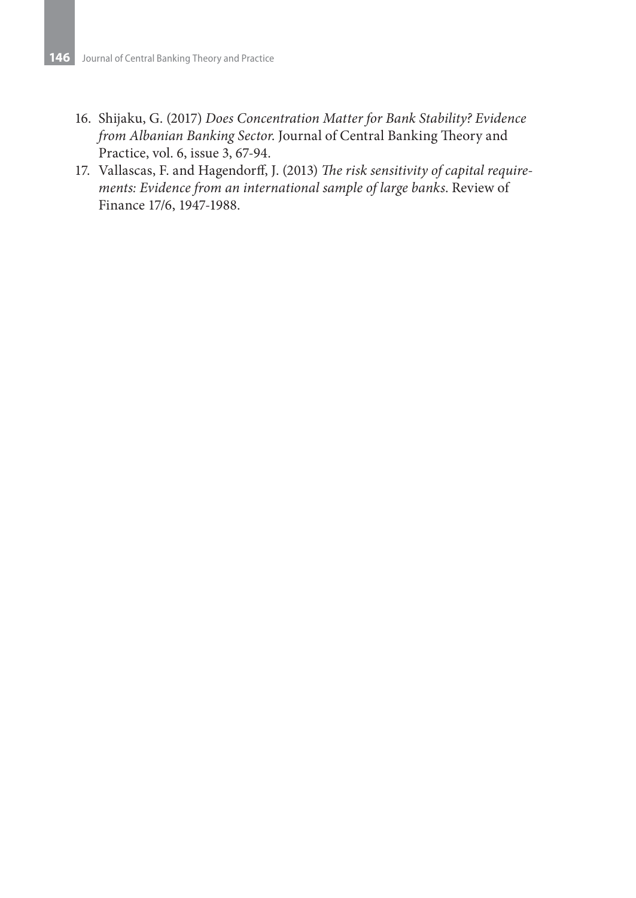16. Shijaku, G. (2017) *Does Concentration Matter for Bank Stability? Evidence from Albanian Banking Sector*. Journal of Central Banking Theory and Practice, vol. 6, issue 3, 67-94.
17. Vallascas, F. and Hagendorff, J. (2013) *The risk sensitivity of capital requirements: Evidence from an international sample of large banks*. Review of Finance 17/6, 1947-1988.